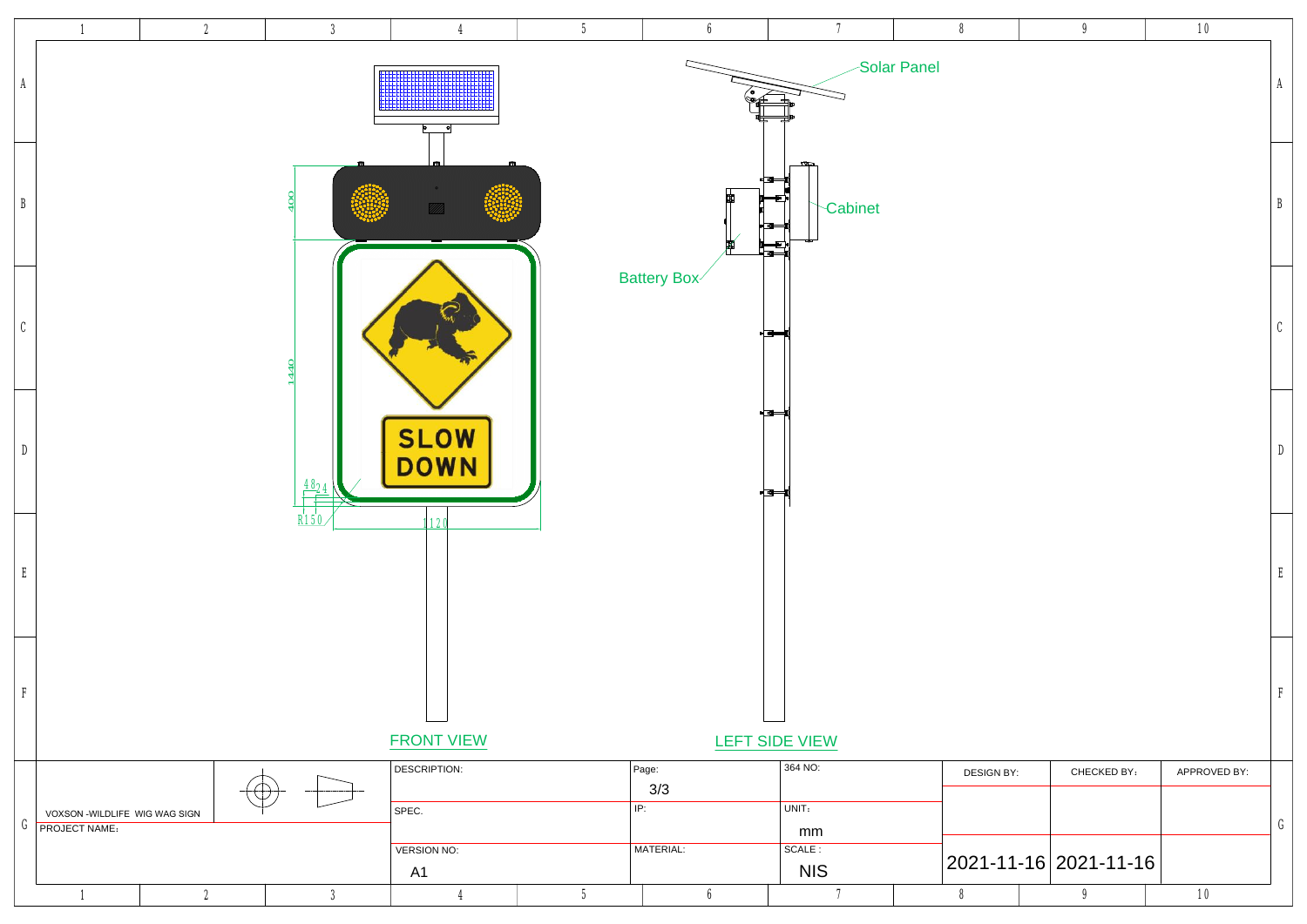Solar Panel

Cabinet

Battery Box

400

1440

48 24

R150

1120

SLOW DOWN

FRONT VIEW

LEFT SIDE VIEW

| VOXSON -WILDLIFE WIG WAG SIGN | DESCRIPTION: | Page: 3/3 | 364 NO: | DESIGN BY: | CHECKED BY: | APPROVED BY: |
|---|---|---|---|---|---|---|
| PROJECT NAME： | SPEC. | IP: | UNIT： mm | | | |
| | VERSION NO: A1 | MATERIAL: | SCALE : NIS | 2021-11-16 | 2021-11-16 | |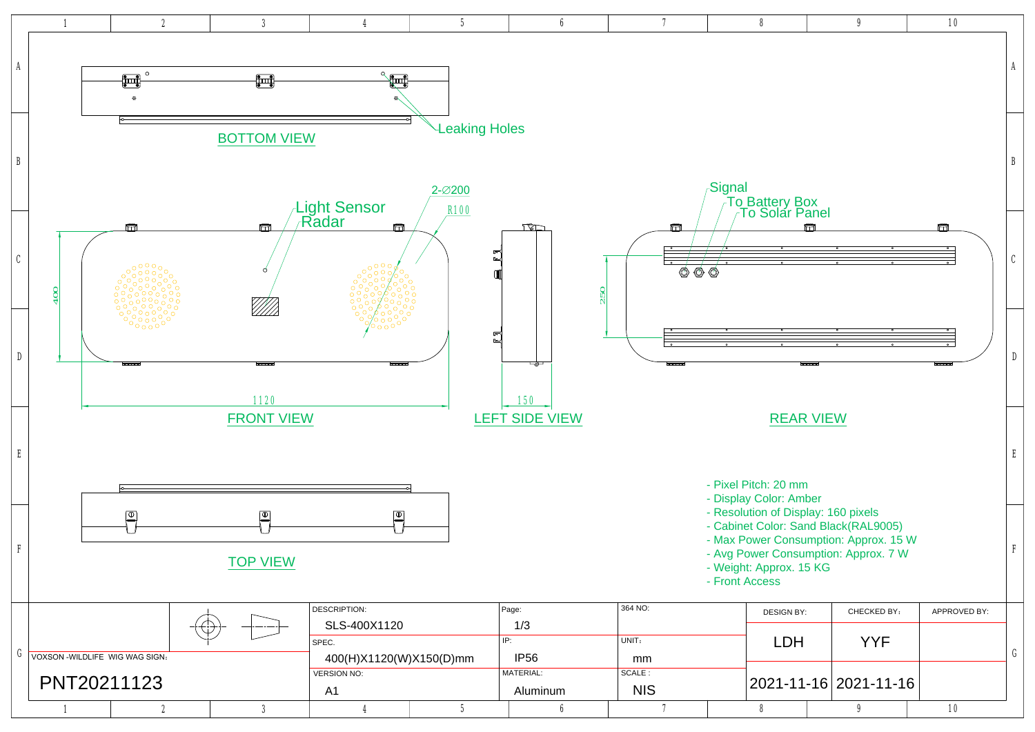BOTTOM VIEW

Leaking Holes

Light Sensor

Radar

2-∅200

R100

400

1120

FRONT VIEW

150

LEFT SIDE VIEW

Signal

To Battery Box

To Solar Panel

250

REAR VIEW

TOP VIEW

- Pixel Pitch: 20 mm
- Display Color: Amber
- Resolution of Display: 160 pixels
- Cabinet Color: Sand Black(RAL9005)
- Max Power Consumption: Approx. 15 W
- Avg Power Consumption: Approx. 7 W
- Weight: Approx. 15 KG
- Front Access

| VOXSON -WILDLIFE WIG WAG SIGN: | DESCRIPTION: SLS-400X1120 | Page: 1/3 | 364 NO: | DESIGN BY: | CHECKED BY: | APPROVED BY: |
|---|---|---|---|---|---|---|
| PNT20211123 | SPEC. 400(H)X1120(W)X150(D)mm | IP: IP56 | UNIT: mm | LDH | YYF | |
| | VERSION NO: A1 | MATERIAL: Aluminum | SCALE: NIS | 2021-11-16 | 2021-11-16 | |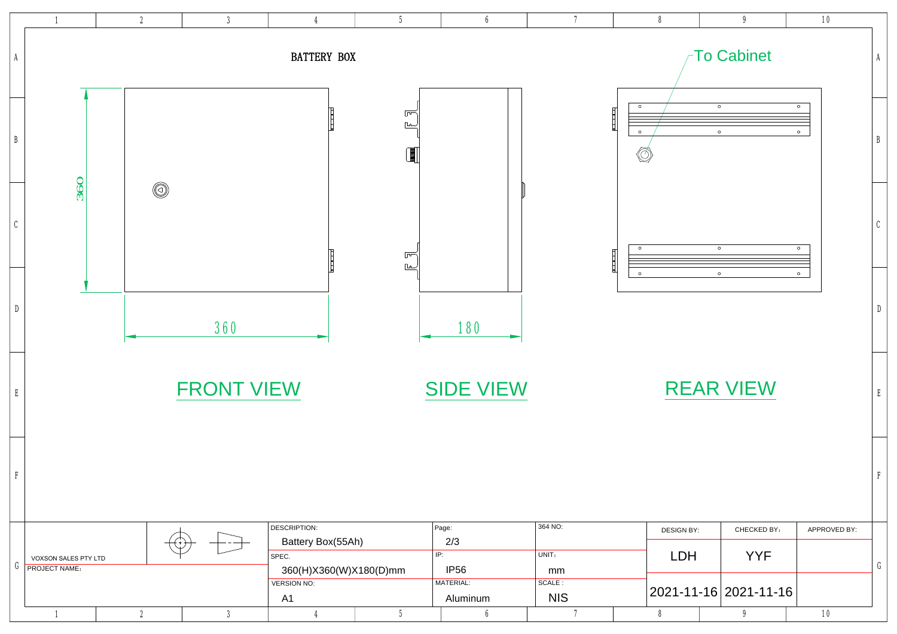# BATTERY BOX

360

360

180

To Cabinet

FRONT VIEW

SIDE VIEW

REAR VIEW

| | | | | |
|---|---|---|---|---|
| VOXSON SALES PTY LTD | DESCRIPTION: Battery Box(55Ah) | Page: 2/3 | 364 NO: | DESIGN BY: LDH 2021-11-16 |
| PROJECT NAME: | SPEC. 360(H)X360(W)X180(D)mm | IP: IP56 | UNIT: mm | CHECKED BY: YYF 2021-11-16 |
| | VERSION NO: A1 | MATERIAL: Aluminum | SCALE: NIS | APPROVED BY: |